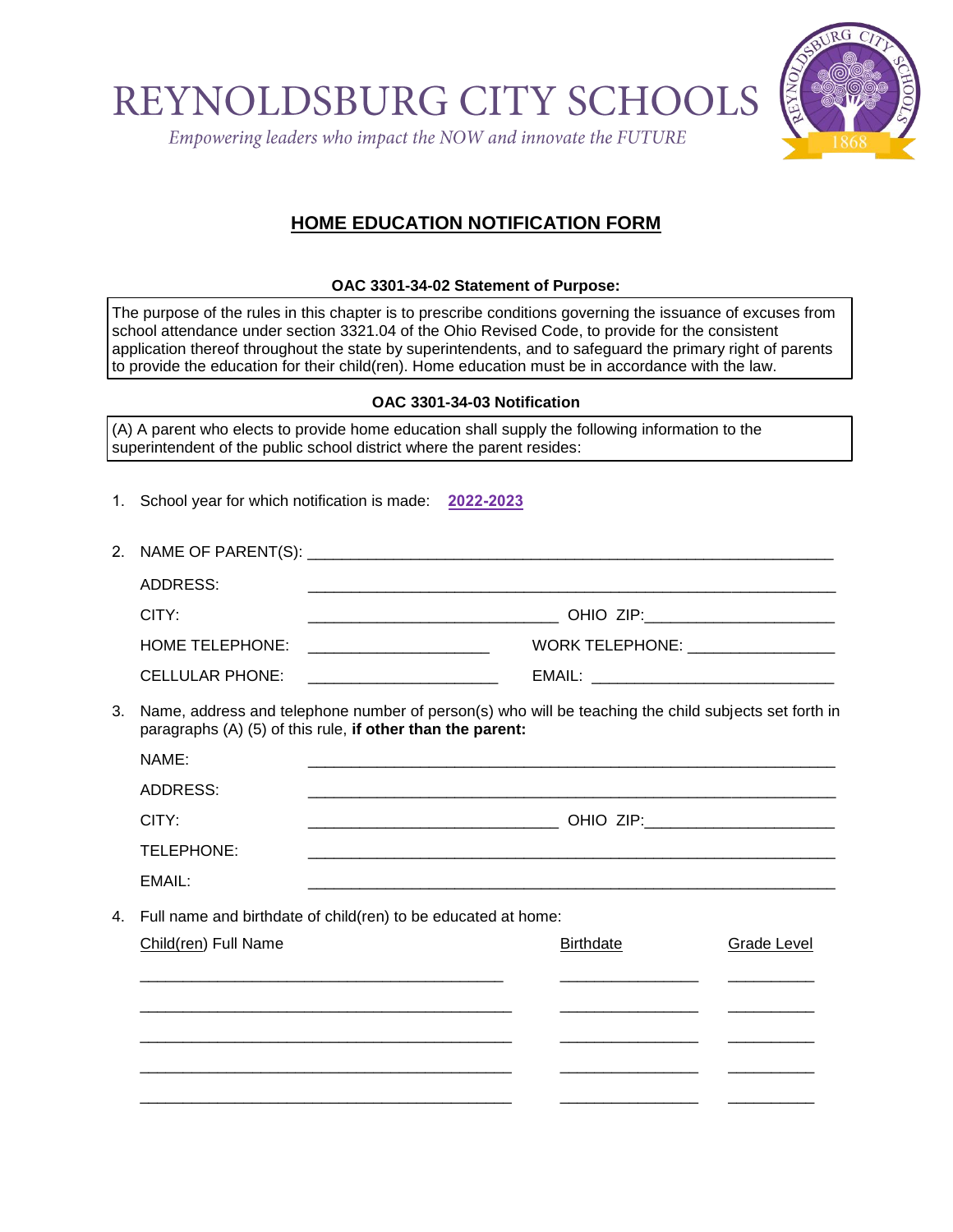# REYNOLDSBURG CITY SCHOOLS

*Empowering leaders who impact the NOW and innovate the FUTURE*

## HOME EDUCATION NOTIFICATION FORM

**OAC 3301-34-02 Statement of Purpose:**

The purpose of the rules in this chapter is to prescribe conditions governing the issuance of excuses from school attendance under section 3321.04 of the Ohio Revised Code, to provide for the consistent application thereof throughout the state by superintendents, and to safeguard the primary right of parents to provide the education for their child(ren). Home education must be in accordance with the law.

**OAC 3301-34-03 Notification**

(A) A parent who elects to provide home education shall supply the following information to the superintendent of the public school district where the parent resides:

1. School year for which notification is made: **2022-2023**

2. NAME OF PARENT(S): ______________________________

   ADDRESS: ______________________________

   CITY: ______________________ OHIO ZIP: ______________

   HOME TELEPHONE: ______________ WORK TELEPHONE: ______________

   CELLULAR PHONE: ______________ EMAIL: ______________

3. Name, address and telephone number of person(s) who will be teaching the child subjects set forth in paragraphs (A) (5) of this rule, **if other than the parent:**

   NAME: ______________________________

   ADDRESS: ______________________________

   CITY: ______________________ OHIO ZIP: ______________

   TELEPHONE: ______________________________

   EMAIL: ______________________________

4. Full name and birthdate of child(ren) to be educated at home:

| Child(ren) Full Name | Birthdate | Grade Level |
|---|---|---|
| | | |
| | | |
| | | |
| | | |
| | | |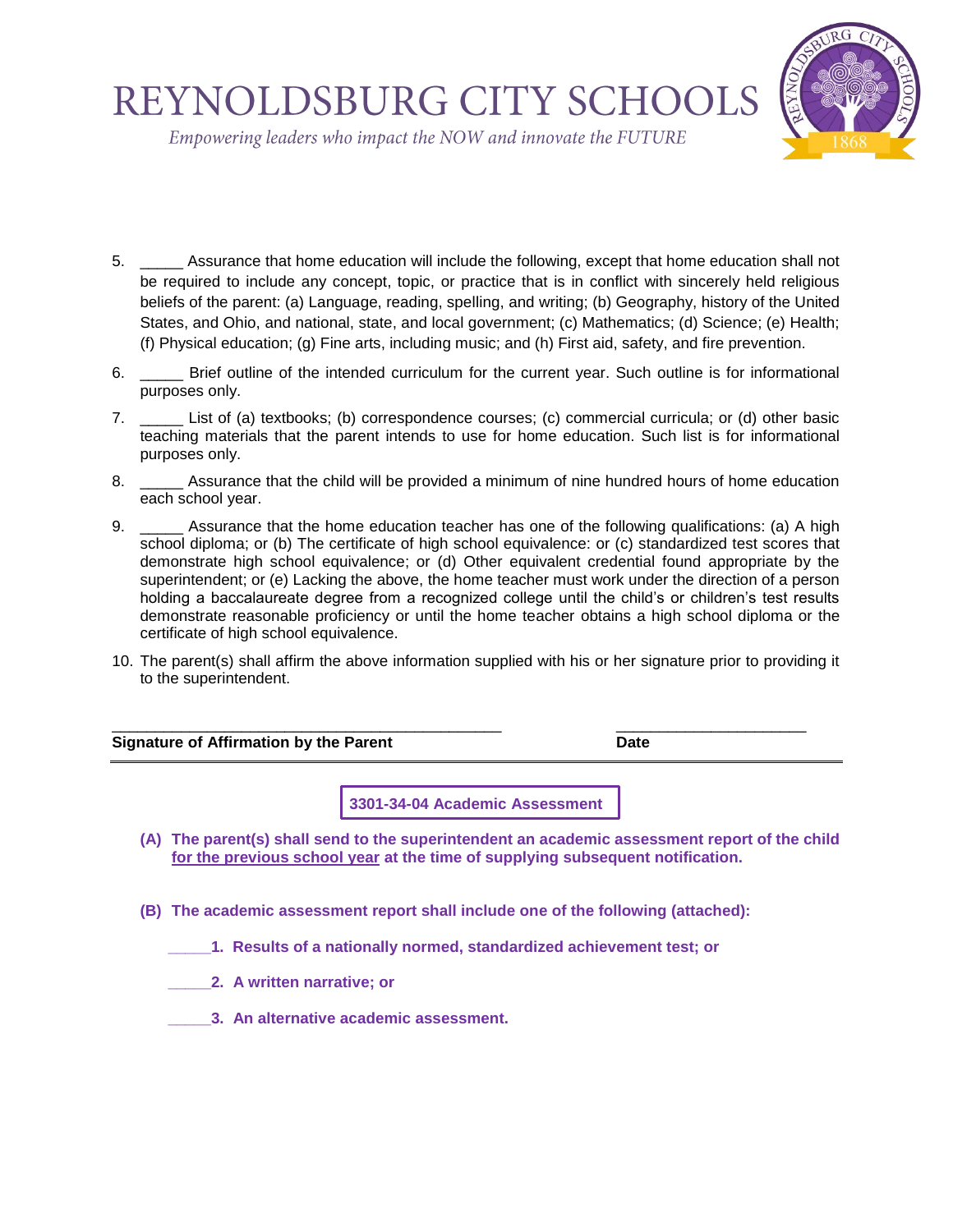5. _____ Assurance that home education will include the following, except that home education shall not be required to include any concept, topic, or practice that is in conflict with sincerely held religious beliefs of the parent: (a) Language, reading, spelling, and writing; (b) Geography, history of the United States, and Ohio, and national, state, and local government; (c) Mathematics; (d) Science; (e) Health; (f) Physical education; (g) Fine arts, including music; and (h) First aid, safety, and fire prevention.

6. _____ Brief outline of the intended curriculum for the current year. Such outline is for informational purposes only.

7. _____ List of (a) textbooks; (b) correspondence courses; (c) commercial curricula; or (d) other basic teaching materials that the parent intends to use for home education. Such list is for informational purposes only.

8. _____ Assurance that the child will be provided a minimum of nine hundred hours of home education each school year.

9. _____ Assurance that the home education teacher has one of the following qualifications: (a) A high school diploma; or (b) The certificate of high school equivalence: or (c) standardized test scores that demonstrate high school equivalence; or (d) Other equivalent credential found appropriate by the superintendent; or (e) Lacking the above, the home teacher must work under the direction of a person holding a baccalaureate degree from a recognized college until the child's or children's test results demonstrate reasonable proficiency or until the home teacher obtains a high school diploma or the certificate of high school equivalence.

10. The parent(s) shall affirm the above information supplied with his or her signature prior to providing it to the superintendent.

_____________________________________________ ______________________

**Signature of Affirmation by the Parent** **Date**

---

**3301-34-04 Academic Assessment**

**(A) The parent(s) shall send to the superintendent an academic assessment report of the child <u>for the previous school year</u> at the time of supplying subsequent notification.**

**(B) The academic assessment report shall include one of the following (attached):**

**_____1. Results of a nationally normed, standardized achievement test; or**

**_____2. A written narrative; or**

**_____3. An alternative academic assessment.**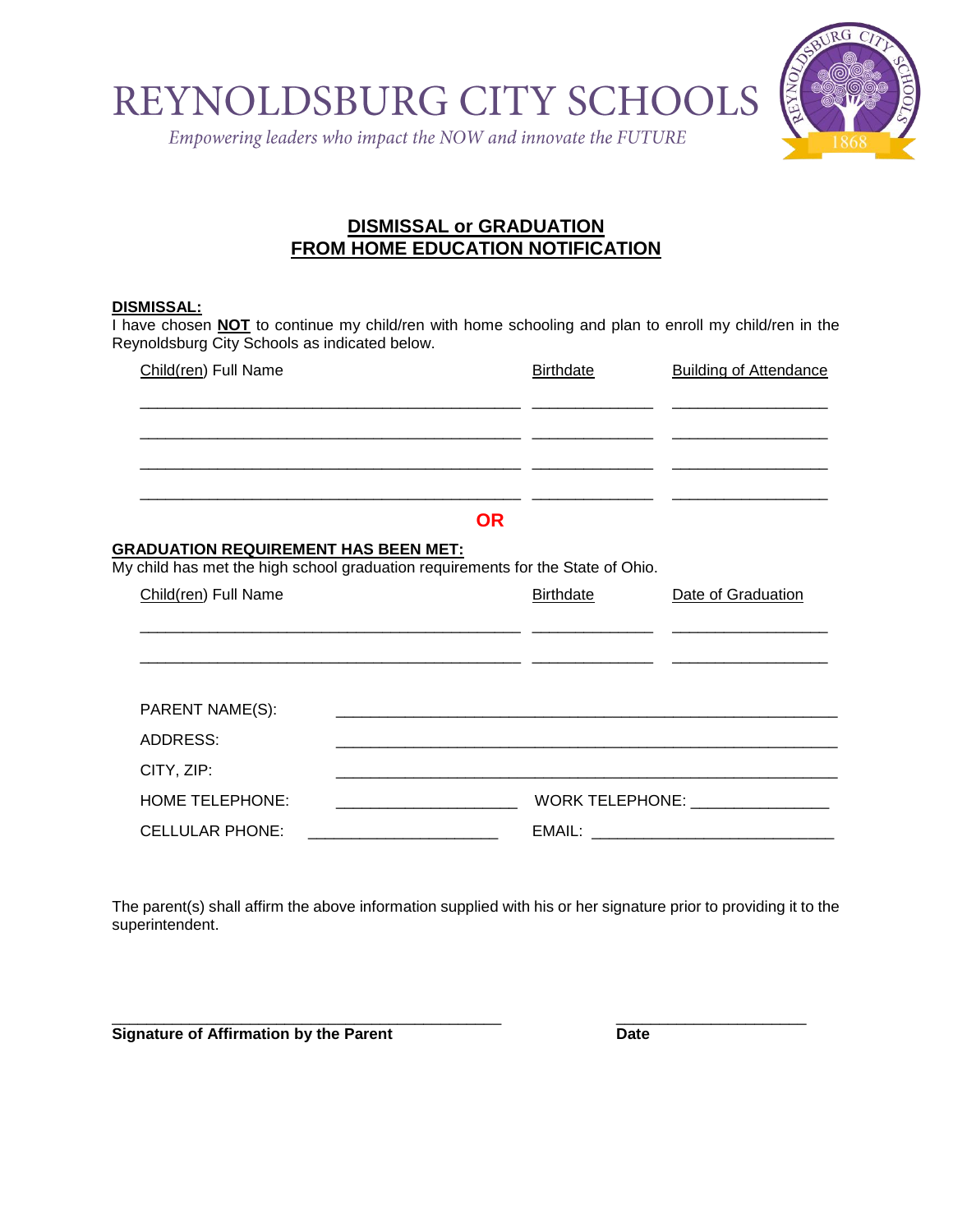# REYNOLDSBURG CITY SCHOOLS

*Empowering leaders who impact the NOW and innovate the FUTURE*

## DISMISSAL or GRADUATION FROM HOME EDUCATION NOTIFICATION

**DISMISSAL:**
I have chosen **NOT** to continue my child/ren with home schooling and plan to enroll my child/ren in the Reynoldsburg City Schools as indicated below.

| Child(ren) Full Name | Birthdate | Building of Attendance |
|---|---|---|
| | | |
| | | |
| | | |
| | | |

**OR**

**GRADUATION REQUIREMENT HAS BEEN MET:**
My child has met the high school graduation requirements for the State of Ohio.

| Child(ren) Full Name | Birthdate | Date of Graduation |
|---|---|---|
| | | |
| | | |

PARENT NAME(S): ______________________________

ADDRESS: ______________________________

CITY, ZIP: ______________________________

HOME TELEPHONE: ____________________ WORK TELEPHONE: ____________________

CELLULAR PHONE: ____________________ EMAIL: ____________________

The parent(s) shall affirm the above information supplied with his or her signature prior to providing it to the superintendent.

______________________________ ____________________
**Signature of Affirmation by the Parent** **Date**